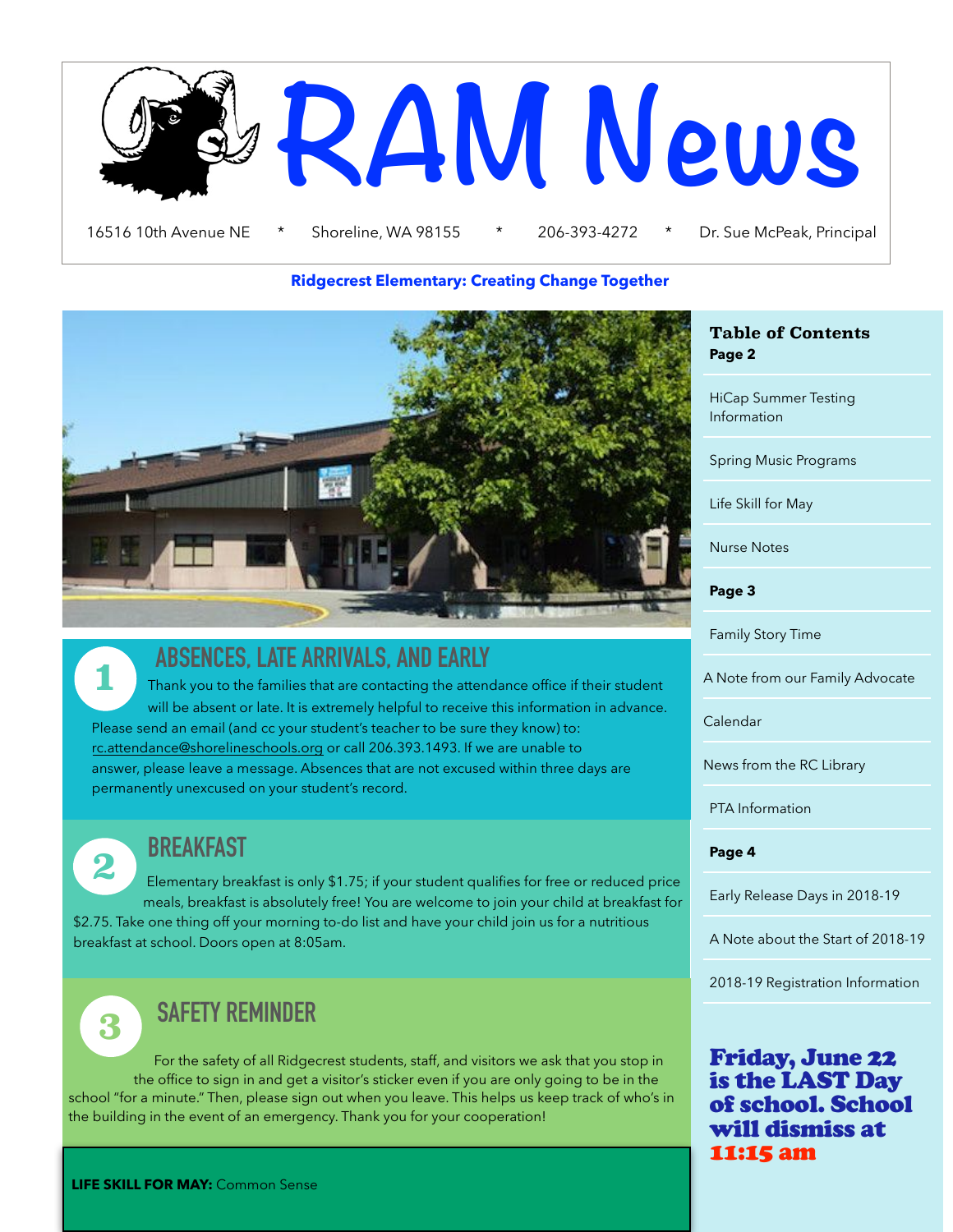# RAM News

16516 10th Avenue NE * Shoreline, WA 98155 * 206-393-4272 * Dr. Sue McPeak, Principal

**Ridgecrest Elementary: Creating Change Together**

## 1 ABSENCES, LATE ARRIVALS, AND EARLY

Thank you to the families that are contacting the attendance office if their student will be absent or late. It is extremely helpful to receive this information in advance. Please send an email (and cc your student's teacher to be sure they know) to: rc.attendance@shorelineschools.org or call 206.393.1493. If we are unable to answer, please leave a message. Absences that are not excused within three days are permanently unexcused on your student's record.

## 2 BREAKFAST

Elementary breakfast is only $1.75; if your student qualifies for free or reduced price meals, breakfast is absolutely free! You are welcome to join your child at breakfast for $2.75. Take one thing off your morning to-do list and have your child join us for a nutritious breakfast at school. Doors open at 8:05am.

## 3 SAFETY REMINDER

For the safety of all Ridgecrest students, staff, and visitors we ask that you stop in the office to sign in and get a visitor's sticker even if you are only going to be in the school "for a minute." Then, please sign out when you leave. This helps us keep track of who's in the building in the event of an emergency. Thank you for your cooperation!

**LIFE SKILL FOR MAY:** Common Sense

### Table of Contents

**Page 2**

- HiCap Summer Testing Information
- Spring Music Programs
- Life Skill for May
- Nurse Notes

**Page 3**

- Family Story Time
- A Note from our Family Advocate
- Calendar
- News from the RC Library
- PTA Information

**Page 4**

- Early Release Days in 2018-19
- A Note about the Start of 2018-19
- 2018-19 Registration Information

**Friday, June 22 is the LAST Day of school. School will dismiss at 11:15 am**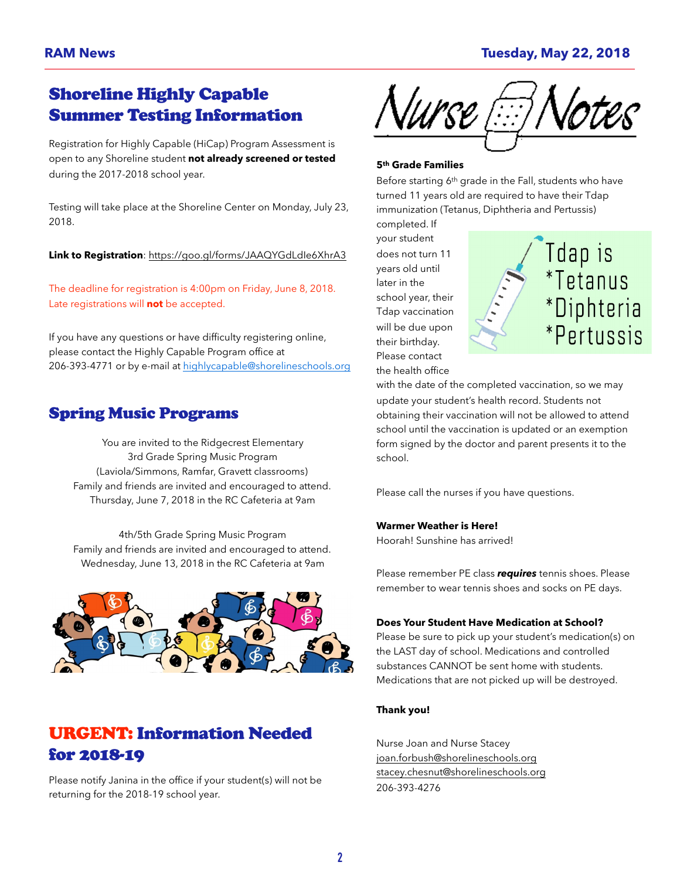## Shoreline Highly Capable Summer Testing Information

Registration for Highly Capable (HiCap) Program Assessment is open to any Shoreline student **not already screened or tested** during the 2017-2018 school year.

Testing will take place at the Shoreline Center on Monday, July 23, 2018.

**Link to Registration**: https://goo.gl/forms/JAAQYGdLdIe6XhrA3

The deadline for registration is 4:00pm on Friday, June 8, 2018. Late registrations will **not** be accepted.

If you have any questions or have difficulty registering online, please contact the Highly Capable Program office at 206-393-4771 or by e-mail at highlycapable@shorelineschools.org

## Spring Music Programs

You are invited to the Ridgecrest Elementary
3rd Grade Spring Music Program
(Laviola/Simmons, Ramfar, Gravett classrooms)
Family and friends are invited and encouraged to attend.
Thursday, June 7, 2018 in the RC Cafeteria at 9am

4th/5th Grade Spring Music Program
Family and friends are invited and encouraged to attend.
Wednesday, June 13, 2018 in the RC Cafeteria at 9am

## URGENT: Information Needed for 2018-19

Please notify Janina in the office if your student(s) will not be returning for the 2018-19 school year.

## Nurse Notes

**5th Grade Families**

Before starting 6th grade in the Fall, students who have turned 11 years old are required to have their Tdap immunization (Tetanus, Diphtheria and Pertussis) completed. If your student does not turn 11 years old until later in the school year, their Tdap vaccination will be due upon their birthday. Please contact the health office with the date of the completed vaccination, so we may update your student's health record. Students not obtaining their vaccination will not be allowed to attend school until the vaccination is updated or an exemption form signed by the doctor and parent presents it to the school.

Tdap is
*Tetanus
*Diphteria
*Pertussis

Please call the nurses if you have questions.

**Warmer Weather is Here!**

Hoorah! Sunshine has arrived!

Please remember PE class ***requires*** tennis shoes. Please remember to wear tennis shoes and socks on PE days.

**Does Your Student Have Medication at School?**

Please be sure to pick up your student's medication(s) on the LAST day of school. Medications and controlled substances CANNOT be sent home with students. Medications that are not picked up will be destroyed.

**Thank you!**

Nurse Joan and Nurse Stacey
joan.forbush@shorelineschools.org
stacey.chesnut@shorelineschools.org
206-393-4276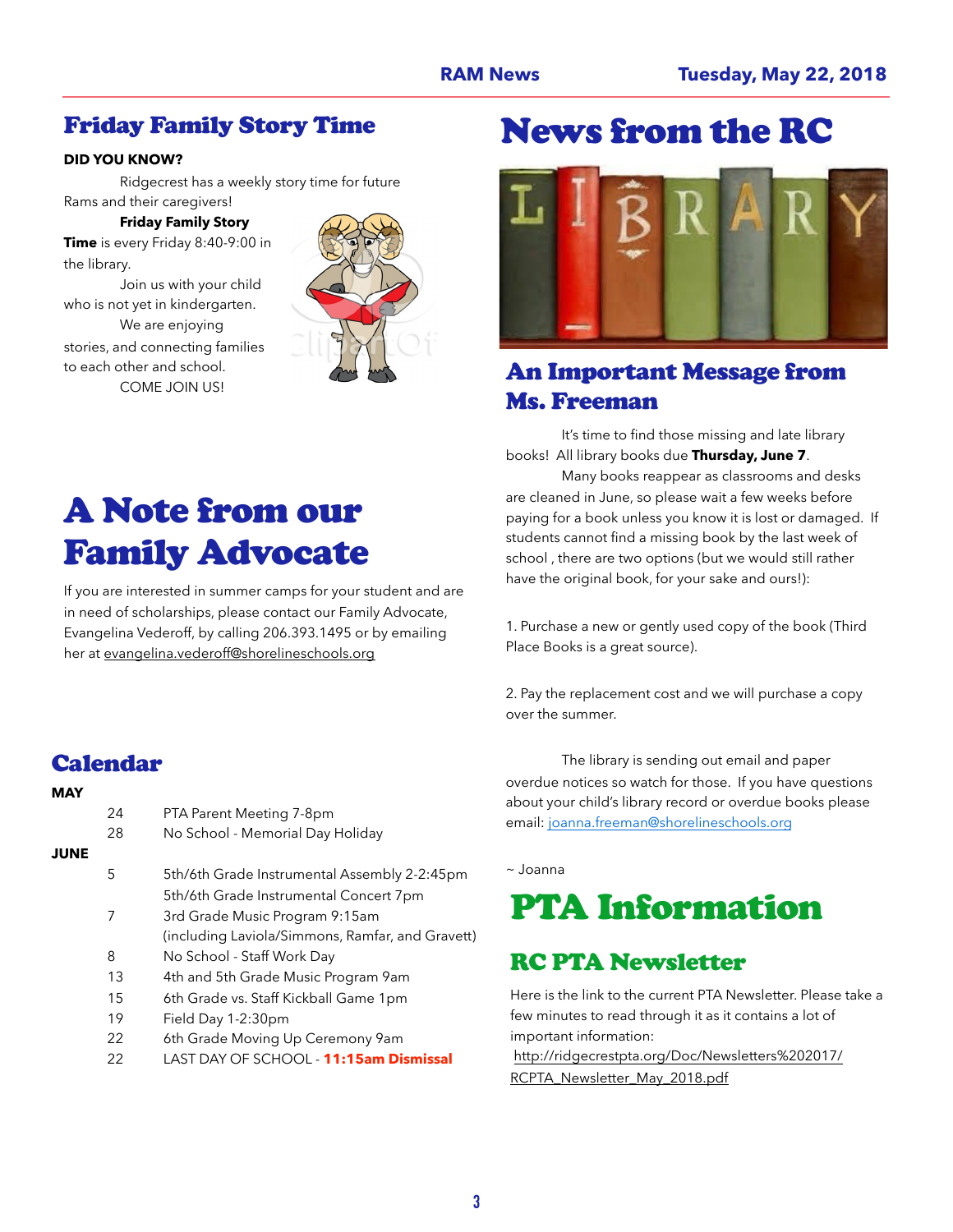## Friday Family Story Time

**DID YOU KNOW?**

Ridgecrest has a weekly story time for future Rams and their caregivers!

**Friday Family Story Time** is every Friday 8:40-9:00 in the library.

Join us with your child who is not yet in kindergarten.

We are enjoying stories, and connecting families to each other and school.

COME JOIN US!

# A Note from our Family Advocate

If you are interested in summer camps for your student and are in need of scholarships, please contact our Family Advocate, Evangelina Vederoff, by calling 206.393.1495 or by emailing her at evangelina.vederoff@shorelineschools.org

## Calendar

**MAY**

| | | |
|---|---|---|
| | 24 | PTA Parent Meeting 7-8pm |
| | 28 | No School - Memorial Day Holiday |
| **JUNE** | | |
| | 5 | 5th/6th Grade Instrumental Assembly 2-2:45pm |
| | | 5th/6th Grade Instrumental Concert 7pm |
| | 7 | 3rd Grade Music Program 9:15am (including Laviola/Simmons, Ramfar, and Gravett) |
| | 8 | No School - Staff Work Day |
| | 13 | 4th and 5th Grade Music Program 9am |
| | 15 | 6th Grade vs. Staff Kickball Game 1pm |
| | 19 | Field Day 1-2:30pm |
| | 22 | 6th Grade Moving Up Ceremony 9am |
| | 22 | LAST DAY OF SCHOOL - **11:15am Dismissal** |

# News from the RC

## An Important Message from Ms. Freeman

It's time to find those missing and late library books! All library books due **Thursday, June 7**.

Many books reappear as classrooms and desks are cleaned in June, so please wait a few weeks before paying for a book unless you know it is lost or damaged. If students cannot find a missing book by the last week of school , there are two options (but we would still rather have the original book, for your sake and ours!):

1. Purchase a new or gently used copy of the book (Third Place Books is a great source).

2. Pay the replacement cost and we will purchase a copy over the summer.

The library is sending out email and paper overdue notices so watch for those. If you have questions about your child's library record or overdue books please email: joanna.freeman@shorelineschools.org

~ Joanna

# PTA Information

## RC PTA Newsletter

Here is the link to the current PTA Newsletter. Please take a few minutes to read through it as it contains a lot of important information:

http://ridgecrestpta.org/Doc/Newsletters%202017/RCPTA_Newsletter_May_2018.pdf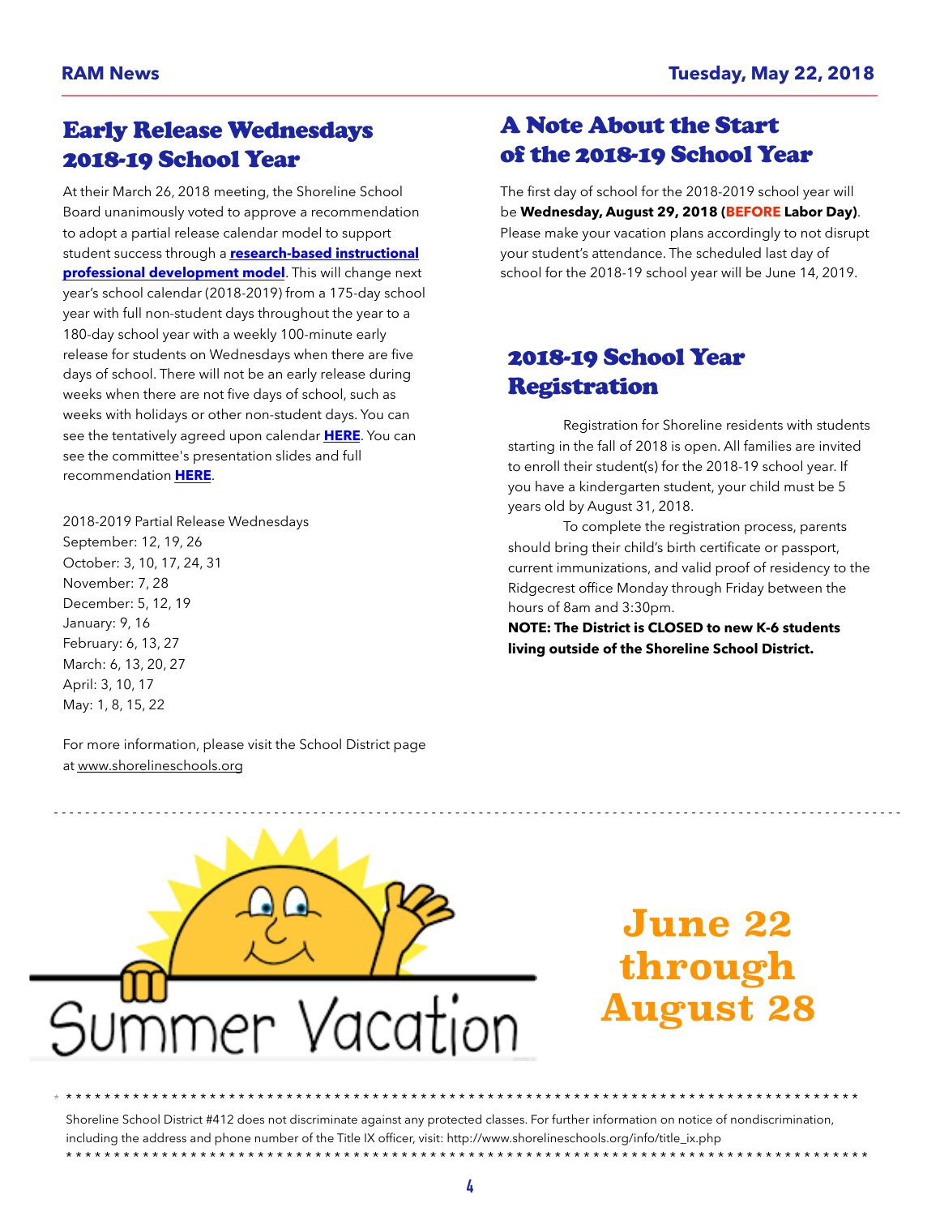## Early Release Wednesdays 2018-19 School Year

At their March 26, 2018 meeting, the Shoreline School Board unanimously voted to approve a recommendation to adopt a partial release calendar model to support student success through a **research-based instructional professional development model**. This will change next year's school calendar (2018-2019) from a 175-day school year with full non-student days throughout the year to a 180-day school year with a weekly 100-minute early release for students on Wednesdays when there are five days of school. There will not be an early release during weeks when there are not five days of school, such as weeks with holidays or other non-student days. You can see the tentatively agreed upon calendar **HERE**. You can see the committee's presentation slides and full recommendation **HERE**.

2018-2019 Partial Release Wednesdays
September: 12, 19, 26
October: 3, 10, 17, 24, 31
November: 7, 28
December: 5, 12, 19
January: 9, 16
February: 6, 13, 27
March: 6, 13, 20, 27
April: 3, 10, 17
May: 1, 8, 15, 22

For more information, please visit the School District page at www.shorelineschools.org

## A Note About the Start of the 2018-19 School Year

The first day of school for the 2018-2019 school year will be **Wednesday, August 29, 2018 (BEFORE Labor Day)**. Please make your vacation plans accordingly to not disrupt your student's attendance. The scheduled last day of school for the 2018-19 school year will be June 14, 2019.

## 2018-19 School Year Registration

Registration for Shoreline residents with students starting in the fall of 2018 is open. All families are invited to enroll their student(s) for the 2018-19 school year. If you have a kindergarten student, your child must be 5 years old by August 31, 2018.

To complete the registration process, parents should bring their child's birth certificate or passport, current immunizations, and valid proof of residency to the Ridgecrest office Monday through Friday between the hours of 8am and 3:30pm.

**NOTE: The District is CLOSED to new K-6 students living outside of the Shoreline School District.**

Summer Vacation

**June 22 through August 28**

Shoreline School District #412 does not discriminate against any protected classes. For further information on notice of nondiscrimination, including the address and phone number of the Title IX officer, visit: http://www.shorelineschools.org/info/title_ix.php